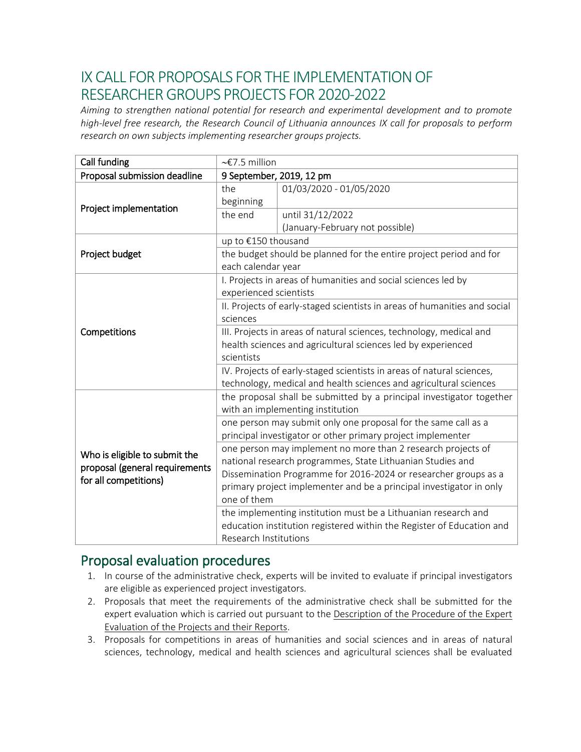# IX CALL FOR PROPOSALS FOR THE IMPLEMENTATION OF RESEARCHER GROUPS PROJECTS FOR 2020-2022

*Aiming to strengthen national potential for research and experimental development and to promote high-level free research, the Research Council of Lithuania announces IX call for proposals to perform research on own subjects implementing researcher groups projects.*

| Call funding | ~€7.5 million | |
|---|---|---|
| Proposal submission deadline | **9 September, 2019, 12 pm** | |
| Project implementation | the beginning | 01/03/2020 - 01/05/2020 |
| | the end | until 31/12/2022 (January-February not possible) |
| Project budget | up to €150 thousand | |
| | the budget should be planned for the entire project period and for each calendar year | |
| Competitions | I. Projects in areas of humanities and social sciences led by experienced scientists | |
| | II. Projects of early-staged scientists in areas of humanities and social sciences | |
| | III. Projects in areas of natural sciences, technology, medical and health sciences and agricultural sciences led by experienced scientists | |
| | IV. Projects of early-staged scientists in areas of natural sciences, technology, medical and health sciences and agricultural sciences | |
| Who is eligible to submit the proposal (general requirements for all competitions) | the proposal shall be submitted by a principal investigator together with an implementing institution | |
| | one person may submit only one proposal for the same call as a principal investigator or other primary project implementer | |
| | one person may implement no more than 2 research projects of national research programmes, State Lithuanian Studies and Dissemination Programme for 2016-2024 or researcher groups as a primary project implementer and be a principal investigator in only one of them | |
| | the implementing institution must be a Lithuanian research and education institution registered within the Register of Education and Research Institutions | |

## Proposal evaluation procedures

1. In course of the administrative check, experts will be invited to evaluate if principal investigators are eligible as experienced project investigators.
2. Proposals that meet the requirements of the administrative check shall be submitted for the expert evaluation which is carried out pursuant to the Description of the Procedure of the Expert Evaluation of the Projects and their Reports.
3. Proposals for competitions in areas of humanities and social sciences and in areas of natural sciences, technology, medical and health sciences and agricultural sciences shall be evaluated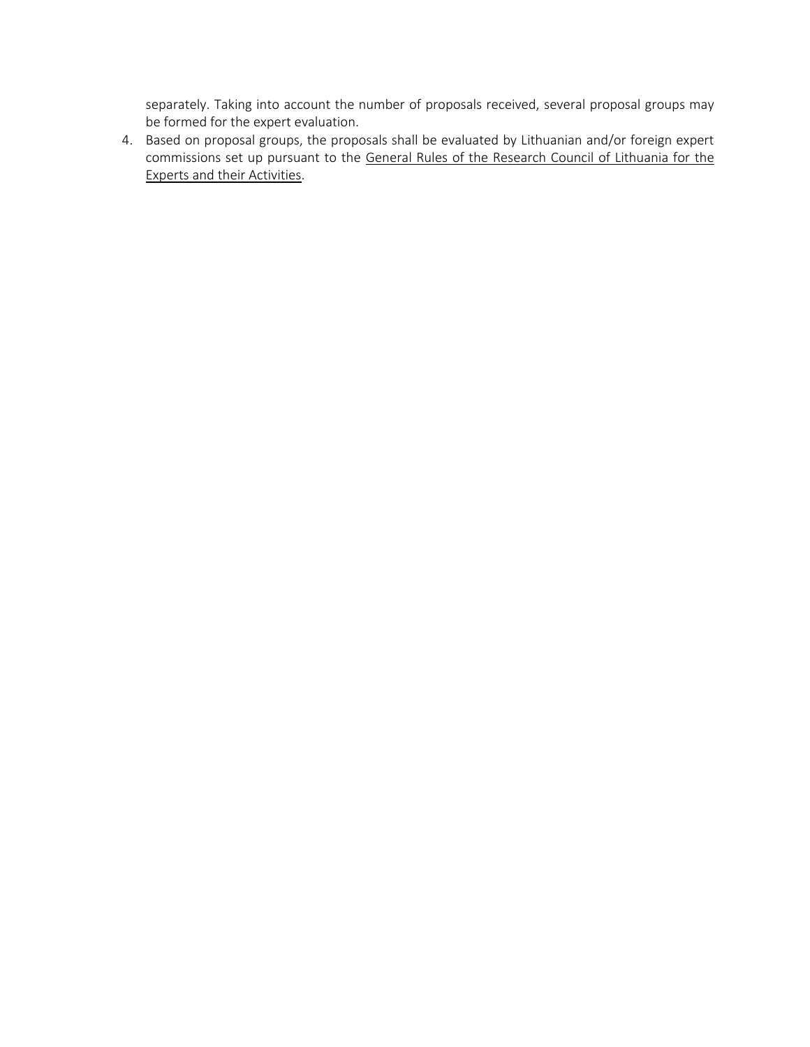separately. Taking into account the number of proposals received, several proposal groups may be formed for the expert evaluation.

4. Based on proposal groups, the proposals shall be evaluated by Lithuanian and/or foreign expert commissions set up pursuant to the General Rules of the Research Council of Lithuania for the Experts and their Activities.